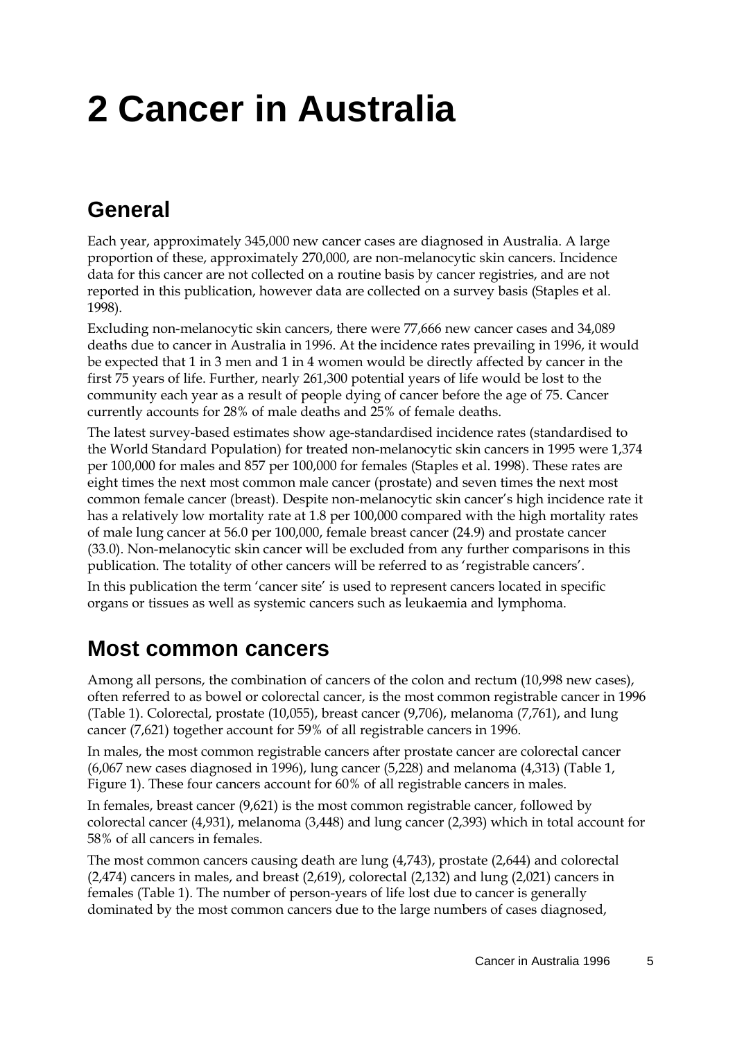# 2 Cancer in Australia

## General

Each year, approximately 345,000 new cancer cases are diagnosed in Australia. A large proportion of these, approximately 270,000, are non-melanocytic skin cancers. Incidence data for this cancer are not collected on a routine basis by cancer registries, and are not reported in this publication, however data are collected on a survey basis (Staples et al. 1998).

Excluding non-melanocytic skin cancers, there were 77,666 new cancer cases and 34,089 deaths due to cancer in Australia in 1996. At the incidence rates prevailing in 1996, it would be expected that 1 in 3 men and 1 in 4 women would be directly affected by cancer in the first 75 years of life. Further, nearly 261,300 potential years of life would be lost to the community each year as a result of people dying of cancer before the age of 75. Cancer currently accounts for 28% of male deaths and 25% of female deaths.

The latest survey-based estimates show age-standardised incidence rates (standardised to the World Standard Population) for treated non-melanocytic skin cancers in 1995 were 1,374 per 100,000 for males and 857 per 100,000 for females (Staples et al. 1998). These rates are eight times the next most common male cancer (prostate) and seven times the next most common female cancer (breast). Despite non-melanocytic skin cancer's high incidence rate it has a relatively low mortality rate at 1.8 per 100,000 compared with the high mortality rates of male lung cancer at 56.0 per 100,000, female breast cancer (24.9) and prostate cancer (33.0). Non-melanocytic skin cancer will be excluded from any further comparisons in this publication. The totality of other cancers will be referred to as 'registrable cancers'.

In this publication the term 'cancer site' is used to represent cancers located in specific organs or tissues as well as systemic cancers such as leukaemia and lymphoma.

## Most common cancers

Among all persons, the combination of cancers of the colon and rectum (10,998 new cases), often referred to as bowel or colorectal cancer, is the most common registrable cancer in 1996 (Table 1). Colorectal, prostate (10,055), breast cancer (9,706), melanoma (7,761), and lung cancer (7,621) together account for 59% of all registrable cancers in 1996.

In males, the most common registrable cancers after prostate cancer are colorectal cancer (6,067 new cases diagnosed in 1996), lung cancer (5,228) and melanoma (4,313) (Table 1, Figure 1). These four cancers account for 60% of all registrable cancers in males.

In females, breast cancer (9,621) is the most common registrable cancer, followed by colorectal cancer (4,931), melanoma (3,448) and lung cancer (2,393) which in total account for 58% of all cancers in females.

The most common cancers causing death are lung (4,743), prostate (2,644) and colorectal (2,474) cancers in males, and breast (2,619), colorectal (2,132) and lung (2,021) cancers in females (Table 1). The number of person-years of life lost due to cancer is generally dominated by the most common cancers due to the large numbers of cases diagnosed,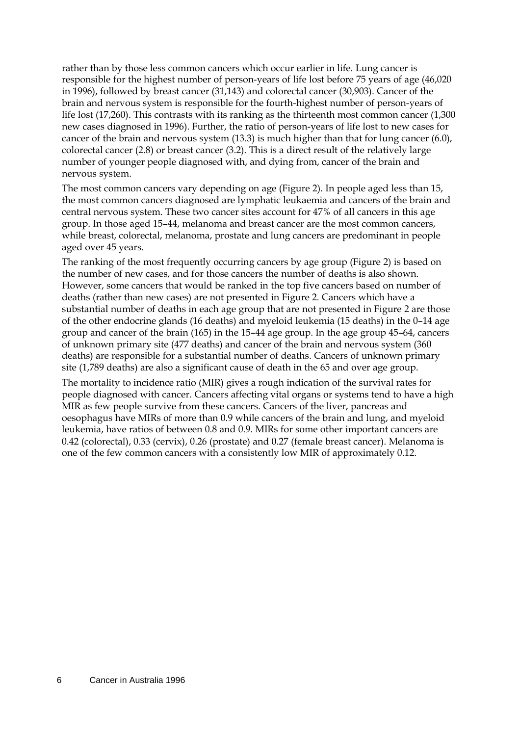rather than by those less common cancers which occur earlier in life. Lung cancer is responsible for the highest number of person-years of life lost before 75 years of age (46,020 in 1996), followed by breast cancer (31,143) and colorectal cancer (30,903). Cancer of the brain and nervous system is responsible for the fourth-highest number of person-years of life lost (17,260). This contrasts with its ranking as the thirteenth most common cancer (1,300 new cases diagnosed in 1996). Further, the ratio of person-years of life lost to new cases for cancer of the brain and nervous system (13.3) is much higher than that for lung cancer (6.0), colorectal cancer (2.8) or breast cancer (3.2). This is a direct result of the relatively large number of younger people diagnosed with, and dying from, cancer of the brain and nervous system.

The most common cancers vary depending on age (Figure 2). In people aged less than 15, the most common cancers diagnosed are lymphatic leukaemia and cancers of the brain and central nervous system. These two cancer sites account for 47% of all cancers in this age group. In those aged 15–44, melanoma and breast cancer are the most common cancers, while breast, colorectal, melanoma, prostate and lung cancers are predominant in people aged over 45 years.

The ranking of the most frequently occurring cancers by age group (Figure 2) is based on the number of new cases, and for those cancers the number of deaths is also shown. However, some cancers that would be ranked in the top five cancers based on number of deaths (rather than new cases) are not presented in Figure 2. Cancers which have a substantial number of deaths in each age group that are not presented in Figure 2 are those of the other endocrine glands (16 deaths) and myeloid leukemia (15 deaths) in the 0–14 age group and cancer of the brain (165) in the 15–44 age group. In the age group 45–64, cancers of unknown primary site (477 deaths) and cancer of the brain and nervous system (360 deaths) are responsible for a substantial number of deaths. Cancers of unknown primary site (1,789 deaths) are also a significant cause of death in the 65 and over age group.

The mortality to incidence ratio (MIR) gives a rough indication of the survival rates for people diagnosed with cancer. Cancers affecting vital organs or systems tend to have a high MIR as few people survive from these cancers. Cancers of the liver, pancreas and oesophagus have MIRs of more than 0.9 while cancers of the brain and lung, and myeloid leukemia, have ratios of between 0.8 and 0.9. MIRs for some other important cancers are 0.42 (colorectal), 0.33 (cervix), 0.26 (prostate) and 0.27 (female breast cancer). Melanoma is one of the few common cancers with a consistently low MIR of approximately 0.12.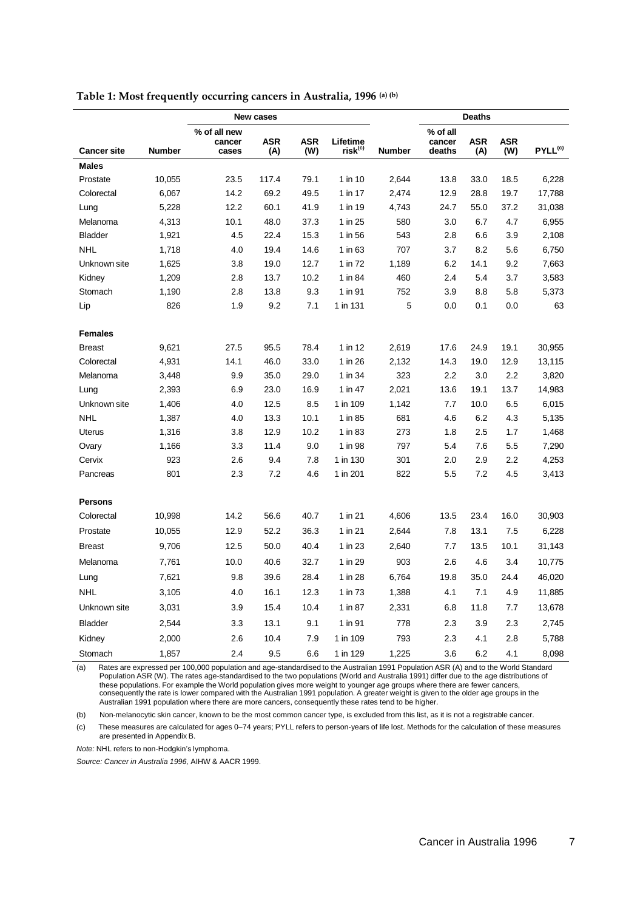**Table 1: Most frequently occurring cancers in Australia, 1996 [(a)] [(b)]**

| | New cases | | | | | Deaths | | | | |
|---|---|---|---|---|---|---|---|---|---|---|
| Cancer site | Number | % of all new cancer cases | ASR (A) | ASR (W) | Lifetime risk[(c)] | Number | % of all cancer deaths | ASR (A) | ASR (W) | PYLL[(c)] |
| **Males** | | | | | | | | | | |
| Prostate | 10,055 | 23.5 | 117.4 | 79.1 | 1 in 10 | 2,644 | 13.8 | 33.0 | 18.5 | 6,228 |
| Colorectal | 6,067 | 14.2 | 69.2 | 49.5 | 1 in 17 | 2,474 | 12.9 | 28.8 | 19.7 | 17,788 |
| Lung | 5,228 | 12.2 | 60.1 | 41.9 | 1 in 19 | 4,743 | 24.7 | 55.0 | 37.2 | 31,038 |
| Melanoma | 4,313 | 10.1 | 48.0 | 37.3 | 1 in 25 | 580 | 3.0 | 6.7 | 4.7 | 6,955 |
| Bladder | 1,921 | 4.5 | 22.4 | 15.3 | 1 in 56 | 543 | 2.8 | 6.6 | 3.9 | 2,108 |
| NHL | 1,718 | 4.0 | 19.4 | 14.6 | 1 in 63 | 707 | 3.7 | 8.2 | 5.6 | 6,750 |
| Unknown site | 1,625 | 3.8 | 19.0 | 12.7 | 1 in 72 | 1,189 | 6.2 | 14.1 | 9.2 | 7,663 |
| Kidney | 1,209 | 2.8 | 13.7 | 10.2 | 1 in 84 | 460 | 2.4 | 5.4 | 3.7 | 3,583 |
| Stomach | 1,190 | 2.8 | 13.8 | 9.3 | 1 in 91 | 752 | 3.9 | 8.8 | 5.8 | 5,373 |
| Lip | 826 | 1.9 | 9.2 | 7.1 | 1 in 131 | 5 | 0.0 | 0.1 | 0.0 | 63 |
| **Females** | | | | | | | | | | |
| Breast | 9,621 | 27.5 | 95.5 | 78.4 | 1 in 12 | 2,619 | 17.6 | 24.9 | 19.1 | 30,955 |
| Colorectal | 4,931 | 14.1 | 46.0 | 33.0 | 1 in 26 | 2,132 | 14.3 | 19.0 | 12.9 | 13,115 |
| Melanoma | 3,448 | 9.9 | 35.0 | 29.0 | 1 in 34 | 323 | 2.2 | 3.0 | 2.2 | 3,820 |
| Lung | 2,393 | 6.9 | 23.0 | 16.9 | 1 in 47 | 2,021 | 13.6 | 19.1 | 13.7 | 14,983 |
| Unknown site | 1,406 | 4.0 | 12.5 | 8.5 | 1 in 109 | 1,142 | 7.7 | 10.0 | 6.5 | 6,015 |
| NHL | 1,387 | 4.0 | 13.3 | 10.1 | 1 in 85 | 681 | 4.6 | 6.2 | 4.3 | 5,135 |
| Uterus | 1,316 | 3.8 | 12.9 | 10.2 | 1 in 83 | 273 | 1.8 | 2.5 | 1.7 | 1,468 |
| Ovary | 1,166 | 3.3 | 11.4 | 9.0 | 1 in 98 | 797 | 5.4 | 7.6 | 5.5 | 7,290 |
| Cervix | 923 | 2.6 | 9.4 | 7.8 | 1 in 130 | 301 | 2.0 | 2.9 | 2.2 | 4,253 |
| Pancreas | 801 | 2.3 | 7.2 | 4.6 | 1 in 201 | 822 | 5.5 | 7.2 | 4.5 | 3,413 |
| **Persons** | | | | | | | | | | |
| Colorectal | 10,998 | 14.2 | 56.6 | 40.7 | 1 in 21 | 4,606 | 13.5 | 23.4 | 16.0 | 30,903 |
| Prostate | 10,055 | 12.9 | 52.2 | 36.3 | 1 in 21 | 2,644 | 7.8 | 13.1 | 7.5 | 6,228 |
| Breast | 9,706 | 12.5 | 50.0 | 40.4 | 1 in 23 | 2,640 | 7.7 | 13.5 | 10.1 | 31,143 |
| Melanoma | 7,761 | 10.0 | 40.6 | 32.7 | 1 in 29 | 903 | 2.6 | 4.6 | 3.4 | 10,775 |
| Lung | 7,621 | 9.8 | 39.6 | 28.4 | 1 in 28 | 6,764 | 19.8 | 35.0 | 24.4 | 46,020 |
| NHL | 3,105 | 4.0 | 16.1 | 12.3 | 1 in 73 | 1,388 | 4.1 | 7.1 | 4.9 | 11,885 |
| Unknown site | 3,031 | 3.9 | 15.4 | 10.4 | 1 in 87 | 2,331 | 6.8 | 11.8 | 7.7 | 13,678 |
| Bladder | 2,544 | 3.3 | 13.1 | 9.1 | 1 in 91 | 778 | 2.3 | 3.9 | 2.3 | 2,745 |
| Kidney | 2,000 | 2.6 | 10.4 | 7.9 | 1 in 109 | 793 | 2.3 | 4.1 | 2.8 | 5,788 |
| Stomach | 1,857 | 2.4 | 9.5 | 6.6 | 1 in 129 | 1,225 | 3.6 | 6.2 | 4.1 | 8,098 |

(a) Rates are expressed per 100,000 population and age-standardised to the Australian 1991 Population ASR (A) and to the World Standard Population ASR (W). The rates age-standardised to the two populations (World and Australia 1991) differ due to the age distributions of these populations. For example the World population gives more weight to younger age groups where there are fewer cancers, consequently the rate is lower compared with the Australian 1991 population. A greater weight is given to the older age groups in the Australian 1991 population where there are more cancers, consequently these rates tend to be higher.

(b) Non-melanocytic skin cancer, known to be the most common cancer type, is excluded from this list, as it is not a registrable cancer.

(c) These measures are calculated for ages 0–74 years; PYLL refers to person-years of life lost. Methods for the calculation of these measures are presented in Appendix B.

*Note:* NHL refers to non-Hodgkin's lymphoma.

*Source: Cancer in Australia 1996,* AIHW & AACR 1999.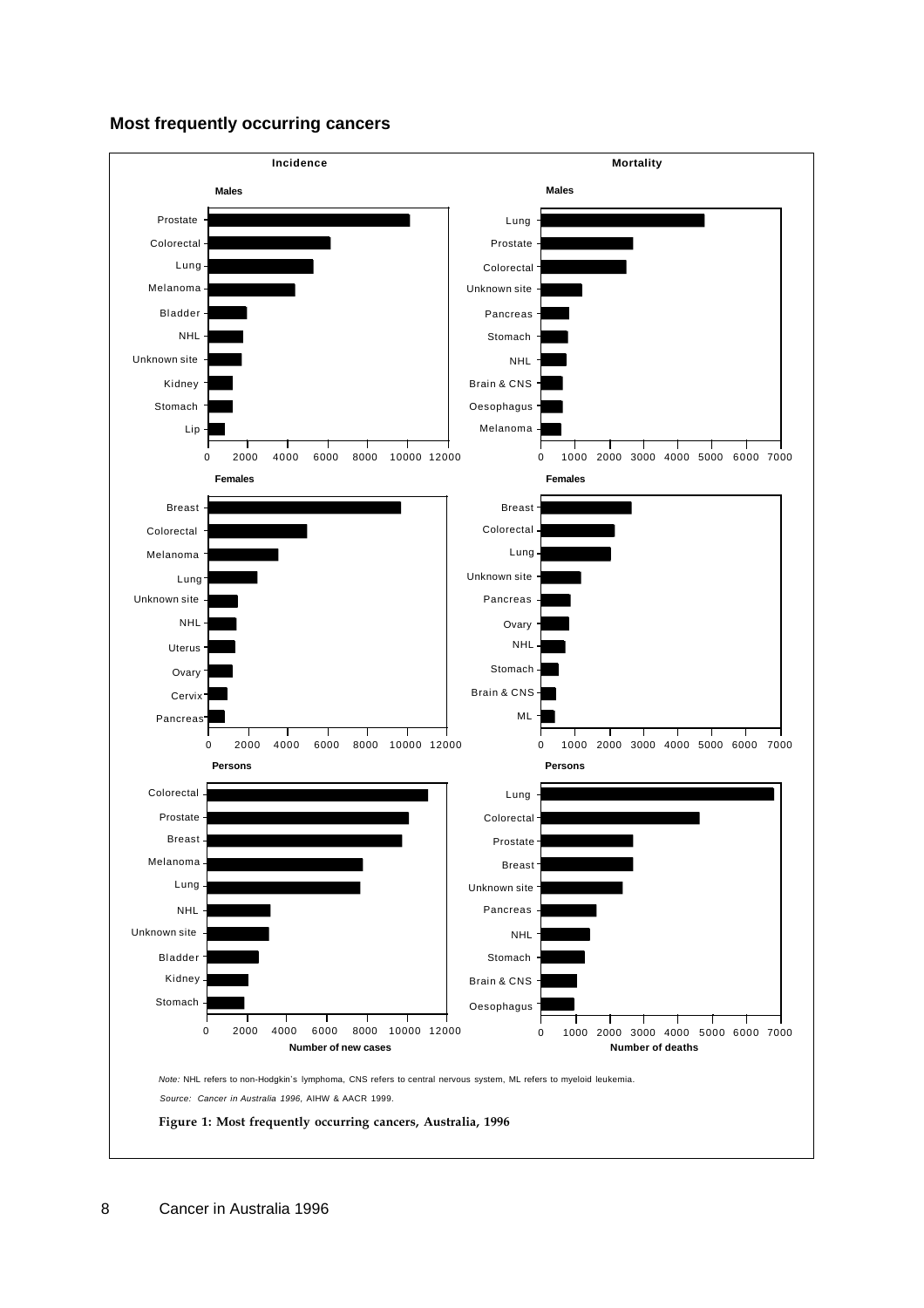## Most frequently occurring cancers

**Incidence**

**Males**

Prostate, Colorectal, Lung, Melanoma, Bladder, NHL, Unknown site, Kidney, Stomach, Lip

0 2000 4000 6000 8000 10000 12000

**Females**

Breast, Colorectal, Melanoma, Lung, Unknown site, NHL, Uterus, Ovary, Cervix, Pancreas

0 2000 4000 6000 8000 10000 12000

**Persons**

Colorectal, Prostate, Breast, Melanoma, Lung, NHL, Unknown site, Bladder, Kidney, Stomach

0 2000 4000 6000 8000 10000 12000

**Number of new cases**

**Mortality**

**Males**

Lung, Prostate, Colorectal, Unknown site, Pancreas, Stomach, NHL, Brain & CNS, Oesophagus, Melanoma

0 1000 2000 3000 4000 5000 6000 7000

**Females**

Breast, Colorectal, Lung, Unknown site, Pancreas, Ovary, NHL, Stomach, Brain & CNS, ML

0 1000 2000 3000 4000 5000 6000 7000

**Persons**

Lung, Colorectal, Prostate, Breast, Unknown site, Pancreas, NHL, Stomach, Brain & CNS, Oesophagus

0 1000 2000 3000 4000 5000 6000 7000

**Number of deaths**

*Note:* NHL refers to non-Hodgkin's lymphoma, CNS refers to central nervous system, ML refers to myeloid leukemia.

*Source: Cancer in Australia 1996*, AIHW & AACR 1999.

**Figure 1: Most frequently occurring cancers, Australia, 1996**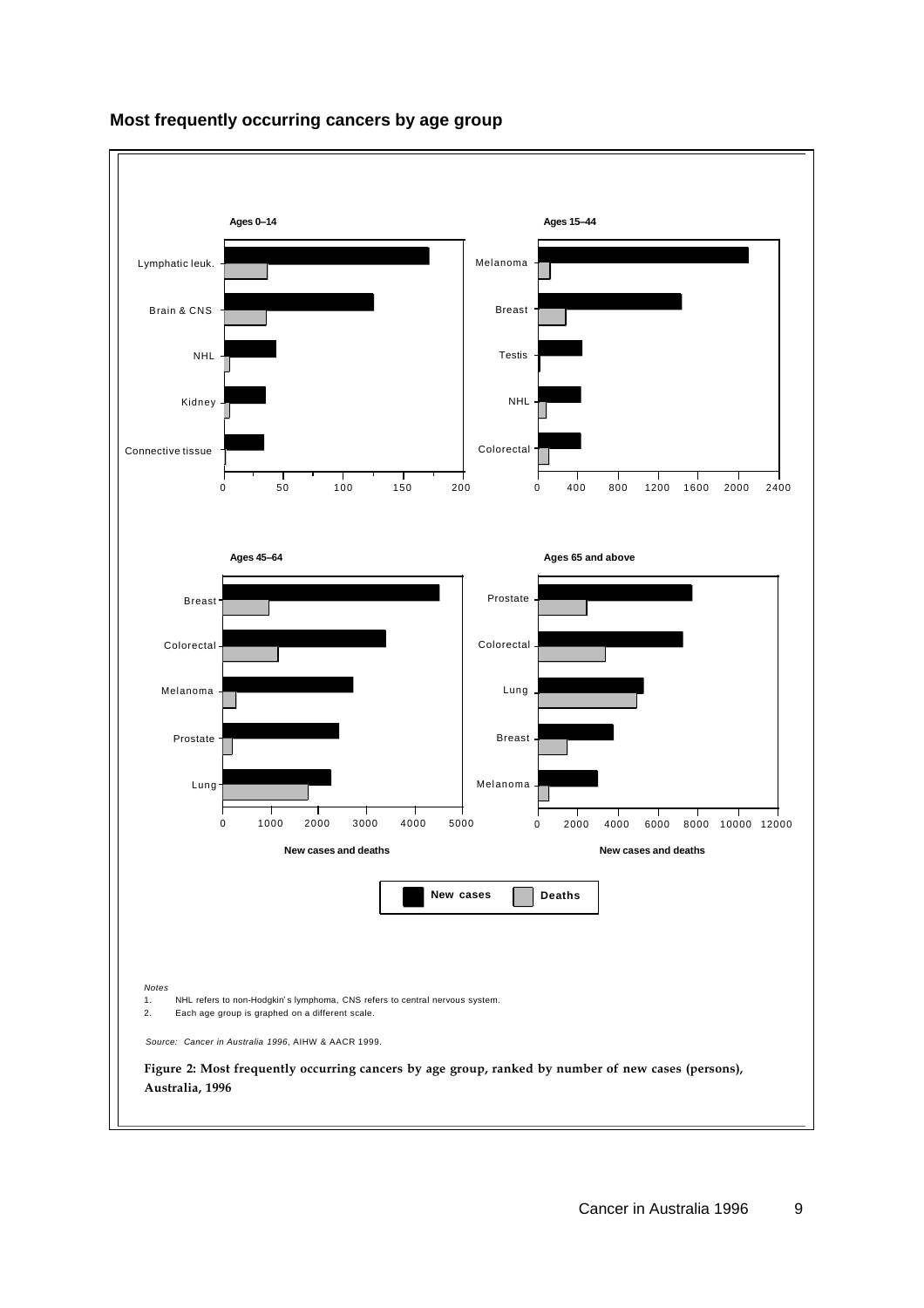## Most frequently occurring cancers by age group

**Ages 0–14**

Lymphatic leuk.
Brain & CNS
NHL
Kidney
Connective tissue

0 50 100 150 200

**Ages 15–44**

Melanoma
Breast
Testis
NHL
Colorectal

0 400 800 1200 1600 2000 2400

**Ages 45–64**

Breast
Colorectal
Melanoma
Prostate
Lung

0 1000 2000 3000 4000 5000

**New cases and deaths**

**Ages 65 and above**

Prostate
Colorectal
Lung
Breast
Melanoma

0 2000 4000 6000 8000 10000 12000

**New cases and deaths**

**New cases** **Deaths**

*Notes*

1. NHL refers to non-Hodgkin's lymphoma, CNS refers to central nervous system.
2. Each age group is graphed on a different scale.

*Source: Cancer in Australia 1996*, AIHW & AACR 1999.

**Figure 2: Most frequently occurring cancers by age group, ranked by number of new cases (persons), Australia, 1996**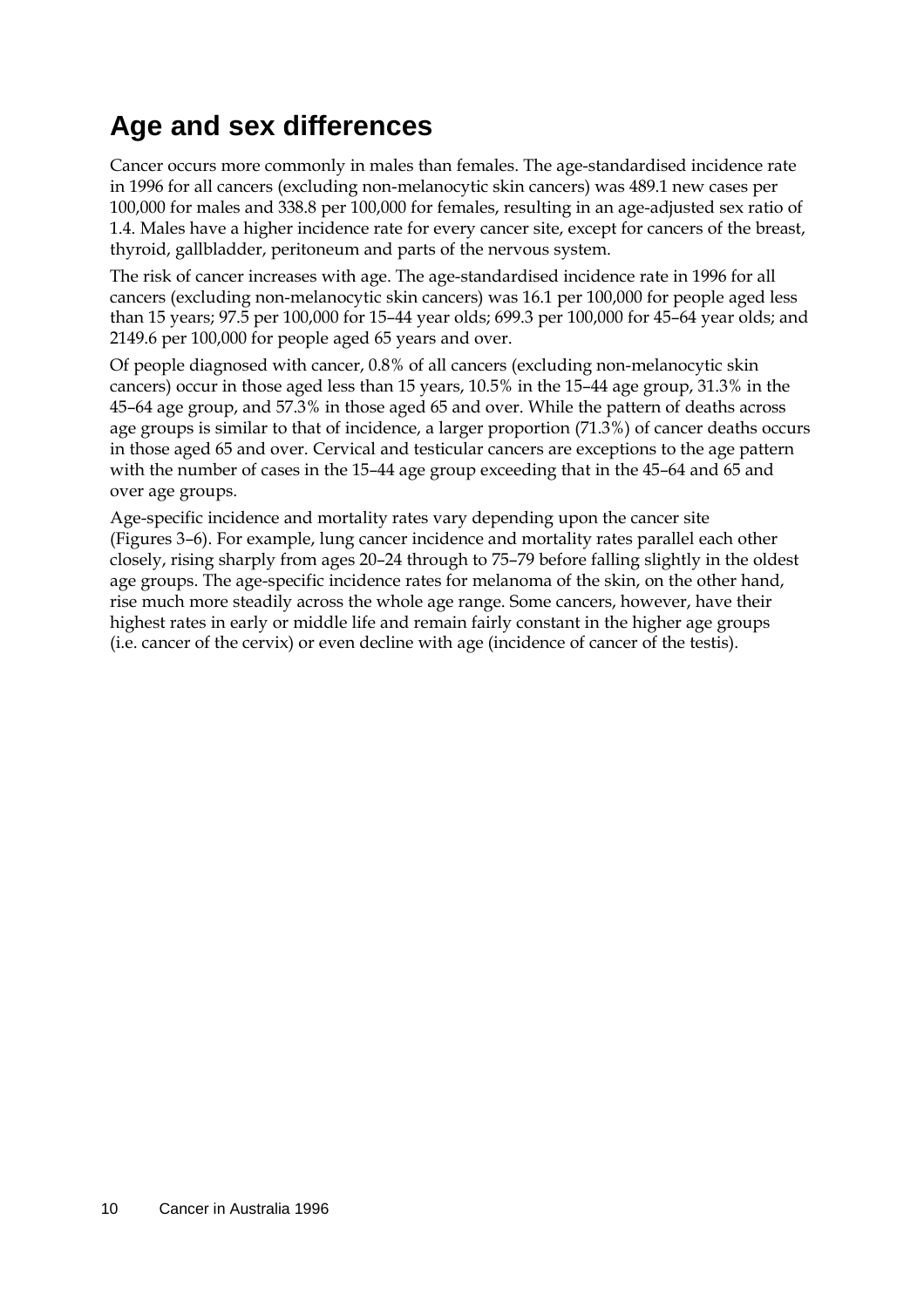## Age and sex differences

Cancer occurs more commonly in males than females. The age-standardised incidence rate in 1996 for all cancers (excluding non-melanocytic skin cancers) was 489.1 new cases per 100,000 for males and 338.8 per 100,000 for females, resulting in an age-adjusted sex ratio of 1.4. Males have a higher incidence rate for every cancer site, except for cancers of the breast, thyroid, gallbladder, peritoneum and parts of the nervous system.

The risk of cancer increases with age. The age-standardised incidence rate in 1996 for all cancers (excluding non-melanocytic skin cancers) was 16.1 per 100,000 for people aged less than 15 years; 97.5 per 100,000 for 15–44 year olds; 699.3 per 100,000 for 45–64 year olds; and 2149.6 per 100,000 for people aged 65 years and over.

Of people diagnosed with cancer, 0.8% of all cancers (excluding non-melanocytic skin cancers) occur in those aged less than 15 years, 10.5% in the 15–44 age group, 31.3% in the 45–64 age group, and 57.3% in those aged 65 and over. While the pattern of deaths across age groups is similar to that of incidence, a larger proportion (71.3%) of cancer deaths occurs in those aged 65 and over. Cervical and testicular cancers are exceptions to the age pattern with the number of cases in the 15–44 age group exceeding that in the 45–64 and 65 and over age groups.

Age-specific incidence and mortality rates vary depending upon the cancer site (Figures 3–6). For example, lung cancer incidence and mortality rates parallel each other closely, rising sharply from ages 20–24 through to 75–79 before falling slightly in the oldest age groups. The age-specific incidence rates for melanoma of the skin, on the other hand, rise much more steadily across the whole age range. Some cancers, however, have their highest rates in early or middle life and remain fairly constant in the higher age groups (i.e. cancer of the cervix) or even decline with age (incidence of cancer of the testis).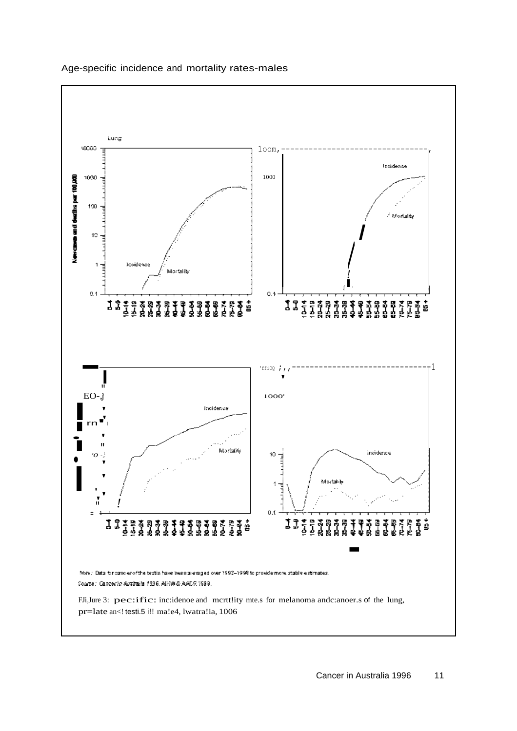Age-specific incidence and mortality rates-males

Lung

Incidence

Mortality

Note: Data for cancer of the testis have been averaged over 1992–1996 to provide more stable estimates.

Source: Cancer in Australia 1996. AIHW & AACR 1999.

FJi,Jure 3: pec:ific: inc:idenoe and mcrtt!ity mte.s for melanoma andc:anoer.s of the lung, pr=late an<! testi.5 i!! ma!e4, lwatra!ia, 1006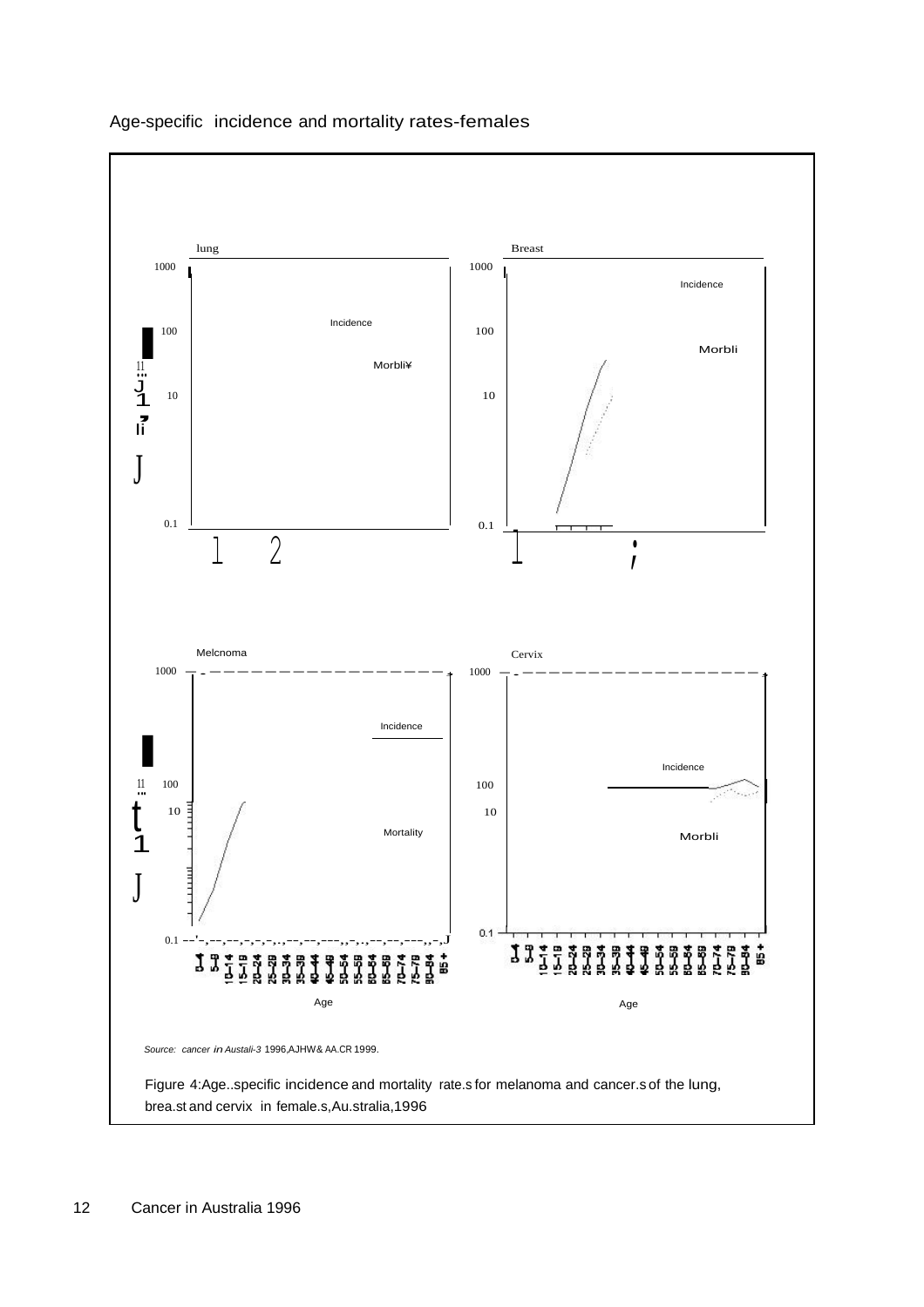Age-specific incidence and mortality rates-females

Source: cancer in Australia 1996, AIHW & AACR 1999.

Figure 4: Age-specific incidence and mortality rates for melanoma and cancers of the lung, breast and cervix in females, Australia, 1996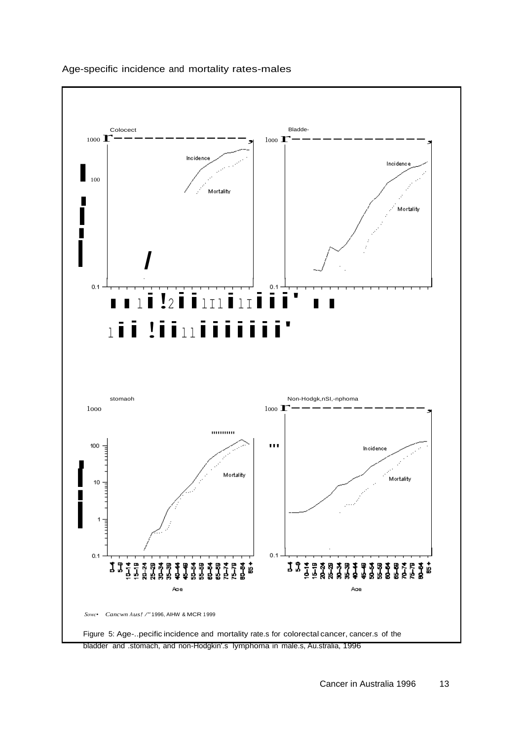Age-specific incidence and mortality rates-males

Sowc• Cancwn Aus! /'' 1996, AIHW & MCR 1999

Figure 5: Age-specific incidence and mortality rates for colorectal cancer, cancers of the bladder and stomach, and non-Hodgkin's lymphoma in males, Australia, 1996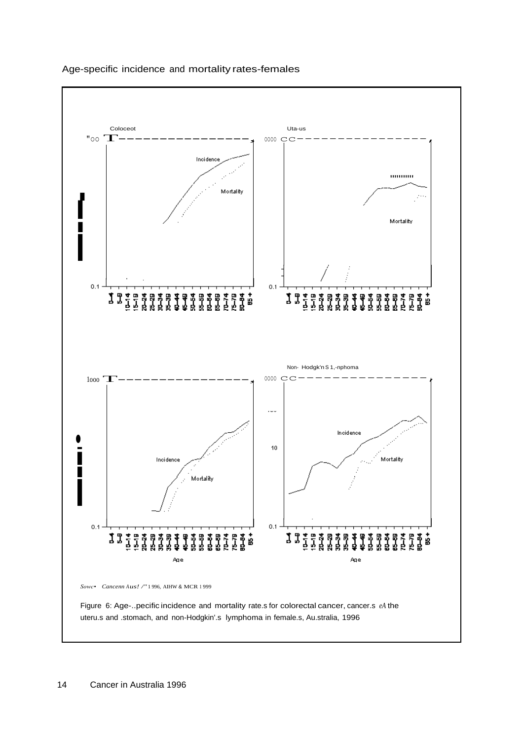Age-specific incidence and mortality rates-females

Sowc• Cancenn Aus! /" 1 996, AIHW & MCR 1 999

Figure 6: Age-..pecific incidence and mortality rate.s for colorectal cancer, cancer.s *eA* the uteru.s and .stomach, and non-Hodgkin'.s lymphoma in female.s, Au.stralia, 1996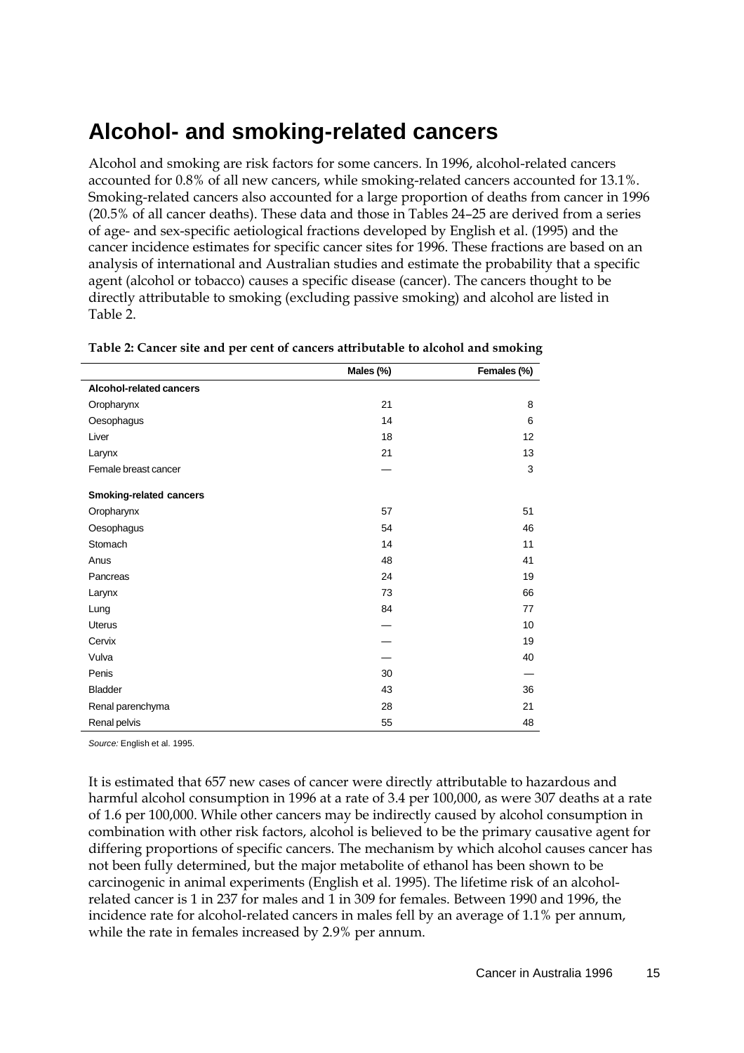# Alcohol- and smoking-related cancers

Alcohol and smoking are risk factors for some cancers. In 1996, alcohol-related cancers accounted for 0.8% of all new cancers, while smoking-related cancers accounted for 13.1%. Smoking-related cancers also accounted for a large proportion of deaths from cancer in 1996 (20.5% of all cancer deaths). These data and those in Tables 24–25 are derived from a series of age- and sex-specific aetiological fractions developed by English et al. (1995) and the cancer incidence estimates for specific cancer sites for 1996. These fractions are based on an analysis of international and Australian studies and estimate the probability that a specific agent (alcohol or tobacco) causes a specific disease (cancer). The cancers thought to be directly attributable to smoking (excluding passive smoking) and alcohol are listed in Table 2.

**Table 2: Cancer site and per cent of cancers attributable to alcohol and smoking**

| | Males (%) | Females (%) |
|---|---|---|
| **Alcohol-related cancers** | | |
| Oropharynx | 21 | 8 |
| Oesophagus | 14 | 6 |
| Liver | 18 | 12 |
| Larynx | 21 | 13 |
| Female breast cancer | — | 3 |
| **Smoking-related cancers** | | |
| Oropharynx | 57 | 51 |
| Oesophagus | 54 | 46 |
| Stomach | 14 | 11 |
| Anus | 48 | 41 |
| Pancreas | 24 | 19 |
| Larynx | 73 | 66 |
| Lung | 84 | 77 |
| Uterus | — | 10 |
| Cervix | — | 19 |
| Vulva | — | 40 |
| Penis | 30 | — |
| Bladder | 43 | 36 |
| Renal parenchyma | 28 | 21 |
| Renal pelvis | 55 | 48 |

*Source:* English et al. 1995.

It is estimated that 657 new cases of cancer were directly attributable to hazardous and harmful alcohol consumption in 1996 at a rate of 3.4 per 100,000, as were 307 deaths at a rate of 1.6 per 100,000. While other cancers may be indirectly caused by alcohol consumption in combination with other risk factors, alcohol is believed to be the primary causative agent for differing proportions of specific cancers. The mechanism by which alcohol causes cancer has not been fully determined, but the major metabolite of ethanol has been shown to be carcinogenic in animal experiments (English et al. 1995). The lifetime risk of an alcohol-related cancer is 1 in 237 for males and 1 in 309 for females. Between 1990 and 1996, the incidence rate for alcohol-related cancers in males fell by an average of 1.1% per annum, while the rate in females increased by 2.9% per annum.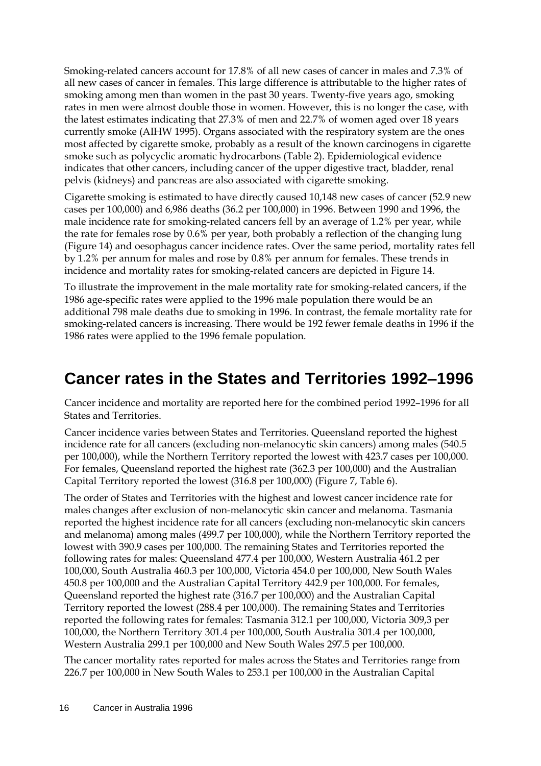Smoking-related cancers account for 17.8% of all new cases of cancer in males and 7.3% of all new cases of cancer in females. This large difference is attributable to the higher rates of smoking among men than women in the past 30 years. Twenty-five years ago, smoking rates in men were almost double those in women. However, this is no longer the case, with the latest estimates indicating that 27.3% of men and 22.7% of women aged over 18 years currently smoke (AIHW 1995). Organs associated with the respiratory system are the ones most affected by cigarette smoke, probably as a result of the known carcinogens in cigarette smoke such as polycyclic aromatic hydrocarbons (Table 2). Epidemiological evidence indicates that other cancers, including cancer of the upper digestive tract, bladder, renal pelvis (kidneys) and pancreas are also associated with cigarette smoking.

Cigarette smoking is estimated to have directly caused 10,148 new cases of cancer (52.9 new cases per 100,000) and 6,986 deaths (36.2 per 100,000) in 1996. Between 1990 and 1996, the male incidence rate for smoking-related cancers fell by an average of 1.2% per year, while the rate for females rose by 0.6% per year, both probably a reflection of the changing lung (Figure 14) and oesophagus cancer incidence rates. Over the same period, mortality rates fell by 1.2% per annum for males and rose by 0.8% per annum for females. These trends in incidence and mortality rates for smoking-related cancers are depicted in Figure 14.

To illustrate the improvement in the male mortality rate for smoking-related cancers, if the 1986 age-specific rates were applied to the 1996 male population there would be an additional 798 male deaths due to smoking in 1996. In contrast, the female mortality rate for smoking-related cancers is increasing. There would be 192 fewer female deaths in 1996 if the 1986 rates were applied to the 1996 female population.

## Cancer rates in the States and Territories 1992–1996

Cancer incidence and mortality are reported here for the combined period 1992–1996 for all States and Territories.

Cancer incidence varies between States and Territories. Queensland reported the highest incidence rate for all cancers (excluding non-melanocytic skin cancers) among males (540.5 per 100,000), while the Northern Territory reported the lowest with 423.7 cases per 100,000. For females, Queensland reported the highest rate (362.3 per 100,000) and the Australian Capital Territory reported the lowest (316.8 per 100,000) (Figure 7, Table 6).

The order of States and Territories with the highest and lowest cancer incidence rate for males changes after exclusion of non-melanocytic skin cancer and melanoma. Tasmania reported the highest incidence rate for all cancers (excluding non-melanocytic skin cancers and melanoma) among males (499.7 per 100,000), while the Northern Territory reported the lowest with 390.9 cases per 100,000. The remaining States and Territories reported the following rates for males: Queensland 477.4 per 100,000, Western Australia 461.2 per 100,000, South Australia 460.3 per 100,000, Victoria 454.0 per 100,000, New South Wales 450.8 per 100,000 and the Australian Capital Territory 442.9 per 100,000. For females, Queensland reported the highest rate (316.7 per 100,000) and the Australian Capital Territory reported the lowest (288.4 per 100,000). The remaining States and Territories reported the following rates for females: Tasmania 312.1 per 100,000, Victoria 309,3 per 100,000, the Northern Territory 301.4 per 100,000, South Australia 301.4 per 100,000, Western Australia 299.1 per 100,000 and New South Wales 297.5 per 100,000.

The cancer mortality rates reported for males across the States and Territories range from 226.7 per 100,000 in New South Wales to 253.1 per 100,000 in the Australian Capital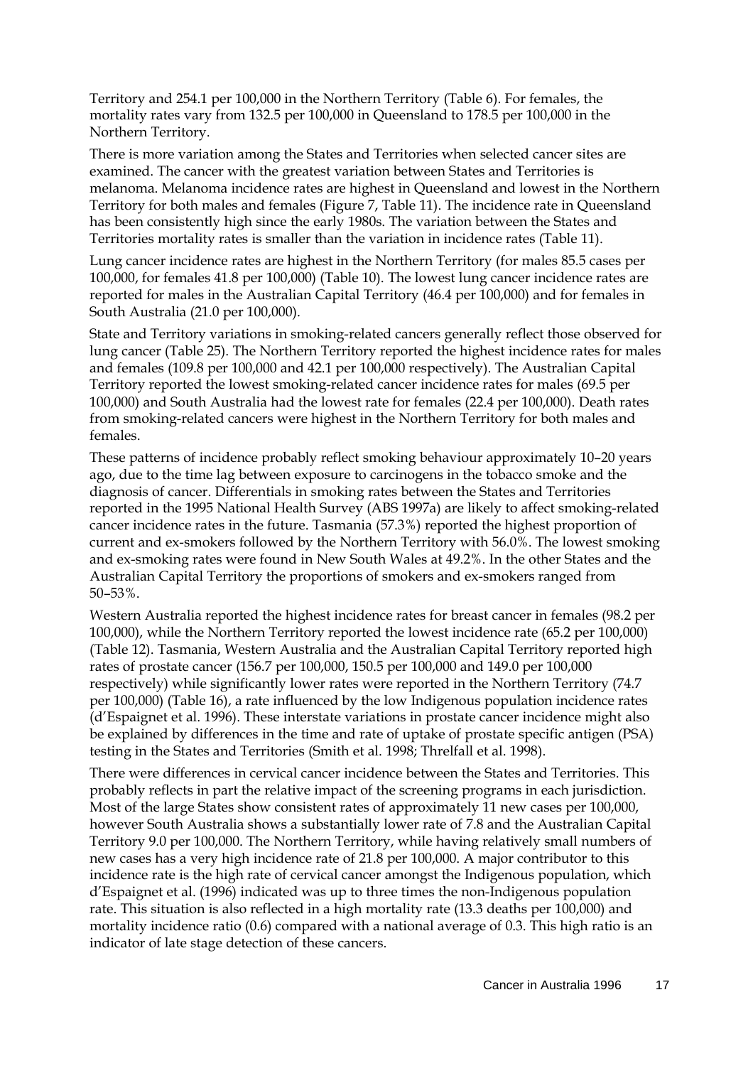Territory and 254.1 per 100,000 in the Northern Territory (Table 6). For females, the mortality rates vary from 132.5 per 100,000 in Queensland to 178.5 per 100,000 in the Northern Territory.

There is more variation among the States and Territories when selected cancer sites are examined. The cancer with the greatest variation between States and Territories is melanoma. Melanoma incidence rates are highest in Queensland and lowest in the Northern Territory for both males and females (Figure 7, Table 11). The incidence rate in Queensland has been consistently high since the early 1980s. The variation between the States and Territories mortality rates is smaller than the variation in incidence rates (Table 11).

Lung cancer incidence rates are highest in the Northern Territory (for males 85.5 cases per 100,000, for females 41.8 per 100,000) (Table 10). The lowest lung cancer incidence rates are reported for males in the Australian Capital Territory (46.4 per 100,000) and for females in South Australia (21.0 per 100,000).

State and Territory variations in smoking-related cancers generally reflect those observed for lung cancer (Table 25). The Northern Territory reported the highest incidence rates for males and females (109.8 per 100,000 and 42.1 per 100,000 respectively). The Australian Capital Territory reported the lowest smoking-related cancer incidence rates for males (69.5 per 100,000) and South Australia had the lowest rate for females (22.4 per 100,000). Death rates from smoking-related cancers were highest in the Northern Territory for both males and females.

These patterns of incidence probably reflect smoking behaviour approximately 10–20 years ago, due to the time lag between exposure to carcinogens in the tobacco smoke and the diagnosis of cancer. Differentials in smoking rates between the States and Territories reported in the 1995 National Health Survey (ABS 1997a) are likely to affect smoking-related cancer incidence rates in the future. Tasmania (57.3%) reported the highest proportion of current and ex-smokers followed by the Northern Territory with 56.0%. The lowest smoking and ex-smoking rates were found in New South Wales at 49.2%. In the other States and the Australian Capital Territory the proportions of smokers and ex-smokers ranged from 50–53%.

Western Australia reported the highest incidence rates for breast cancer in females (98.2 per 100,000), while the Northern Territory reported the lowest incidence rate (65.2 per 100,000) (Table 12). Tasmania, Western Australia and the Australian Capital Territory reported high rates of prostate cancer (156.7 per 100,000, 150.5 per 100,000 and 149.0 per 100,000 respectively) while significantly lower rates were reported in the Northern Territory (74.7 per 100,000) (Table 16), a rate influenced by the low Indigenous population incidence rates (d'Espaignet et al. 1996). These interstate variations in prostate cancer incidence might also be explained by differences in the time and rate of uptake of prostate specific antigen (PSA) testing in the States and Territories (Smith et al. 1998; Threlfall et al. 1998).

There were differences in cervical cancer incidence between the States and Territories. This probably reflects in part the relative impact of the screening programs in each jurisdiction. Most of the large States show consistent rates of approximately 11 new cases per 100,000, however South Australia shows a substantially lower rate of 7.8 and the Australian Capital Territory 9.0 per 100,000. The Northern Territory, while having relatively small numbers of new cases has a very high incidence rate of 21.8 per 100,000. A major contributor to this incidence rate is the high rate of cervical cancer amongst the Indigenous population, which d'Espaignet et al. (1996) indicated was up to three times the non-Indigenous population rate. This situation is also reflected in a high mortality rate (13.3 deaths per 100,000) and mortality incidence ratio (0.6) compared with a national average of 0.3. This high ratio is an indicator of late stage detection of these cancers.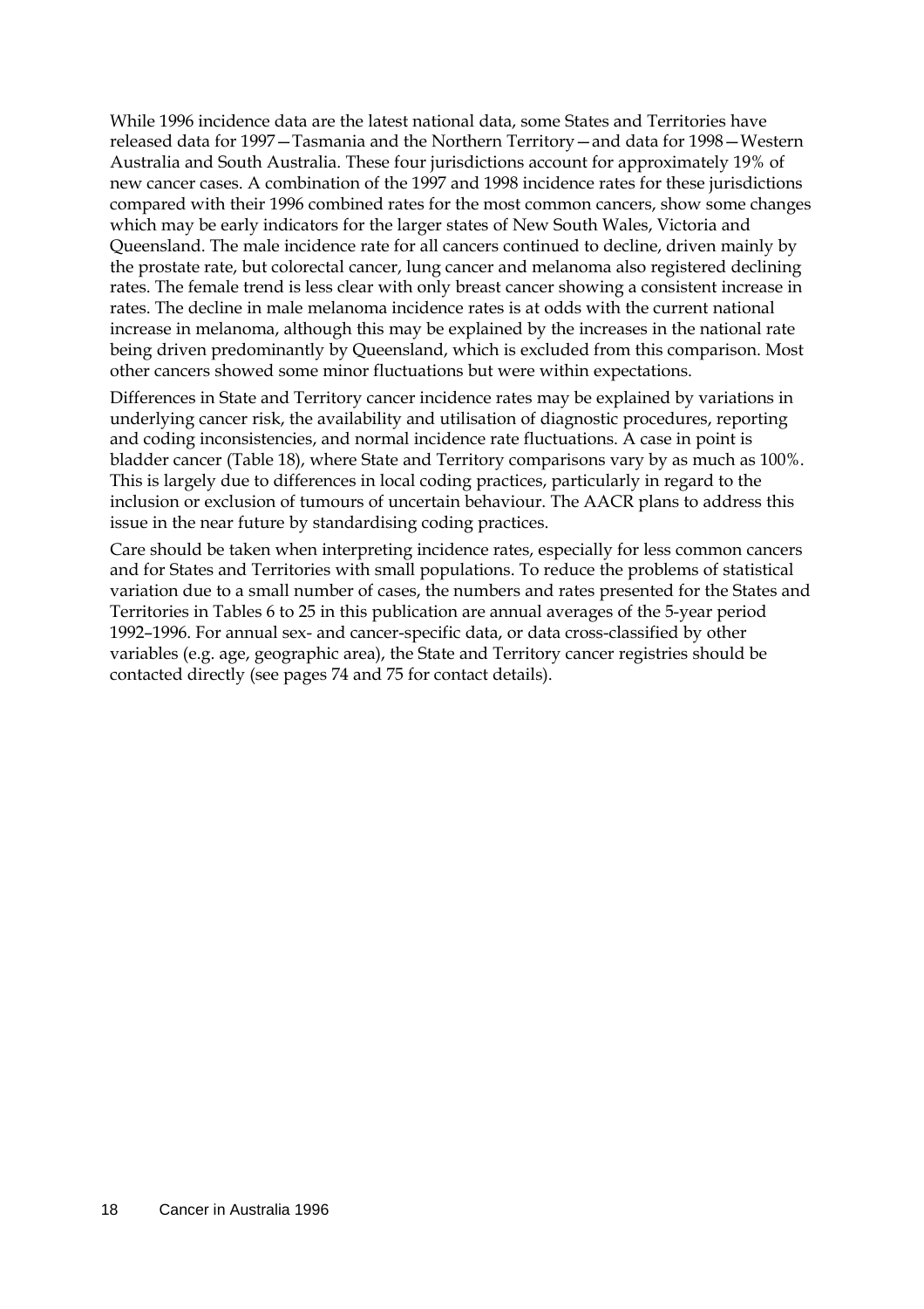While 1996 incidence data are the latest national data, some States and Territories have released data for 1997—Tasmania and the Northern Territory—and data for 1998—Western Australia and South Australia. These four jurisdictions account for approximately 19% of new cancer cases. A combination of the 1997 and 1998 incidence rates for these jurisdictions compared with their 1996 combined rates for the most common cancers, show some changes which may be early indicators for the larger states of New South Wales, Victoria and Queensland. The male incidence rate for all cancers continued to decline, driven mainly by the prostate rate, but colorectal cancer, lung cancer and melanoma also registered declining rates. The female trend is less clear with only breast cancer showing a consistent increase in rates. The decline in male melanoma incidence rates is at odds with the current national increase in melanoma, although this may be explained by the increases in the national rate being driven predominantly by Queensland, which is excluded from this comparison. Most other cancers showed some minor fluctuations but were within expectations.

Differences in State and Territory cancer incidence rates may be explained by variations in underlying cancer risk, the availability and utilisation of diagnostic procedures, reporting and coding inconsistencies, and normal incidence rate fluctuations. A case in point is bladder cancer (Table 18), where State and Territory comparisons vary by as much as 100%. This is largely due to differences in local coding practices, particularly in regard to the inclusion or exclusion of tumours of uncertain behaviour. The AACR plans to address this issue in the near future by standardising coding practices.

Care should be taken when interpreting incidence rates, especially for less common cancers and for States and Territories with small populations. To reduce the problems of statistical variation due to a small number of cases, the numbers and rates presented for the States and Territories in Tables 6 to 25 in this publication are annual averages of the 5-year period 1992–1996. For annual sex- and cancer-specific data, or data cross-classified by other variables (e.g. age, geographic area), the State and Territory cancer registries should be contacted directly (see pages 74 and 75 for contact details).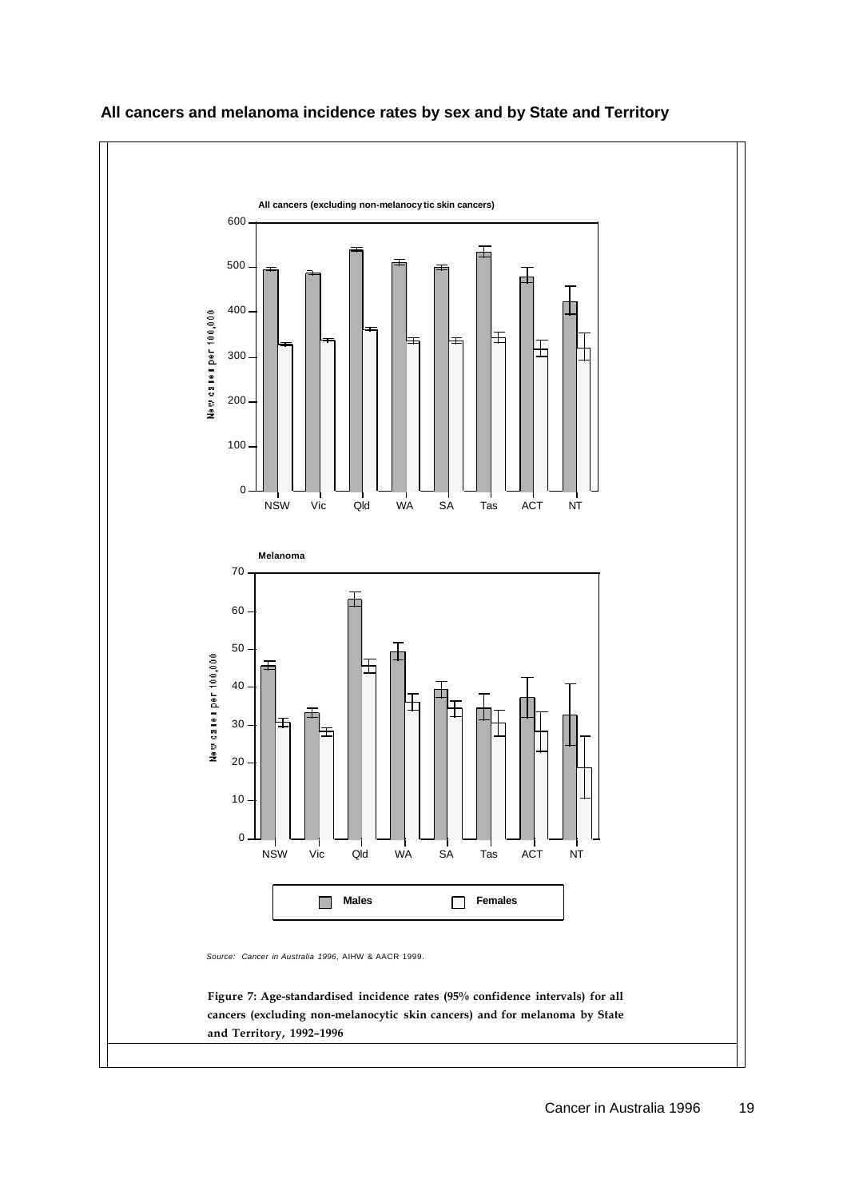## All cancers and melanoma incidence rates by sex and by State and Territory

Source: *Cancer in Australia 1996*, AIHW & AACR 1999.

**Figure 7: Age-standardised incidence rates (95% confidence intervals) for all cancers (excluding non-melanocytic skin cancers) and for melanoma by State and Territory, 1992–1996**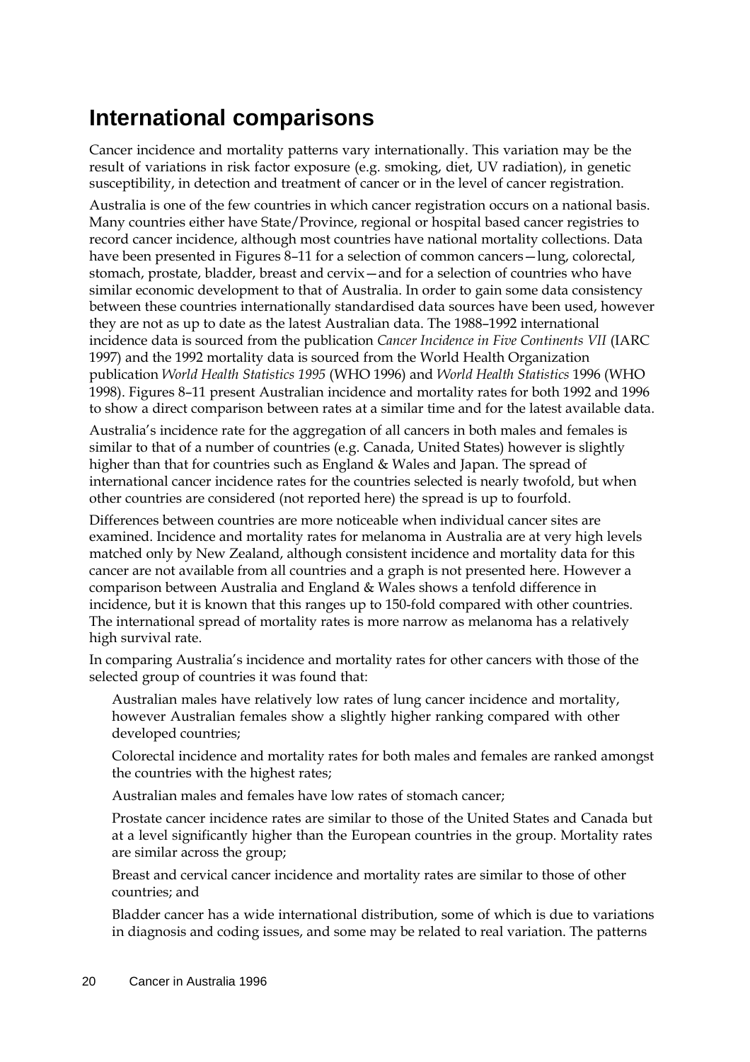## International comparisons

Cancer incidence and mortality patterns vary internationally. This variation may be the result of variations in risk factor exposure (e.g. smoking, diet, UV radiation), in genetic susceptibility, in detection and treatment of cancer or in the level of cancer registration.

Australia is one of the few countries in which cancer registration occurs on a national basis. Many countries either have State/Province, regional or hospital based cancer registries to record cancer incidence, although most countries have national mortality collections. Data have been presented in Figures 8–11 for a selection of common cancers—lung, colorectal, stomach, prostate, bladder, breast and cervix—and for a selection of countries who have similar economic development to that of Australia. In order to gain some data consistency between these countries internationally standardised data sources have been used, however they are not as up to date as the latest Australian data. The 1988–1992 international incidence data is sourced from the publication *Cancer Incidence in Five Continents VII* (IARC 1997) and the 1992 mortality data is sourced from the World Health Organization publication *World Health Statistics 1995* (WHO 1996) and *World Health Statistics* 1996 (WHO 1998). Figures 8–11 present Australian incidence and mortality rates for both 1992 and 1996 to show a direct comparison between rates at a similar time and for the latest available data.

Australia's incidence rate for the aggregation of all cancers in both males and females is similar to that of a number of countries (e.g. Canada, United States) however is slightly higher than that for countries such as England & Wales and Japan. The spread of international cancer incidence rates for the countries selected is nearly twofold, but when other countries are considered (not reported here) the spread is up to fourfold.

Differences between countries are more noticeable when individual cancer sites are examined. Incidence and mortality rates for melanoma in Australia are at very high levels matched only by New Zealand, although consistent incidence and mortality data for this cancer are not available from all countries and a graph is not presented here. However a comparison between Australia and England & Wales shows a tenfold difference in incidence, but it is known that this ranges up to 150-fold compared with other countries. The international spread of mortality rates is more narrow as melanoma has a relatively high survival rate.

In comparing Australia's incidence and mortality rates for other cancers with those of the selected group of countries it was found that:

- Australian males have relatively low rates of lung cancer incidence and mortality, however Australian females show a slightly higher ranking compared with other developed countries;
- Colorectal incidence and mortality rates for both males and females are ranked amongst the countries with the highest rates;
- Australian males and females have low rates of stomach cancer;
- Prostate cancer incidence rates are similar to those of the United States and Canada but at a level significantly higher than the European countries in the group. Mortality rates are similar across the group;
- Breast and cervical cancer incidence and mortality rates are similar to those of other countries; and
- Bladder cancer has a wide international distribution, some of which is due to variations in diagnosis and coding issues, and some may be related to real variation. The patterns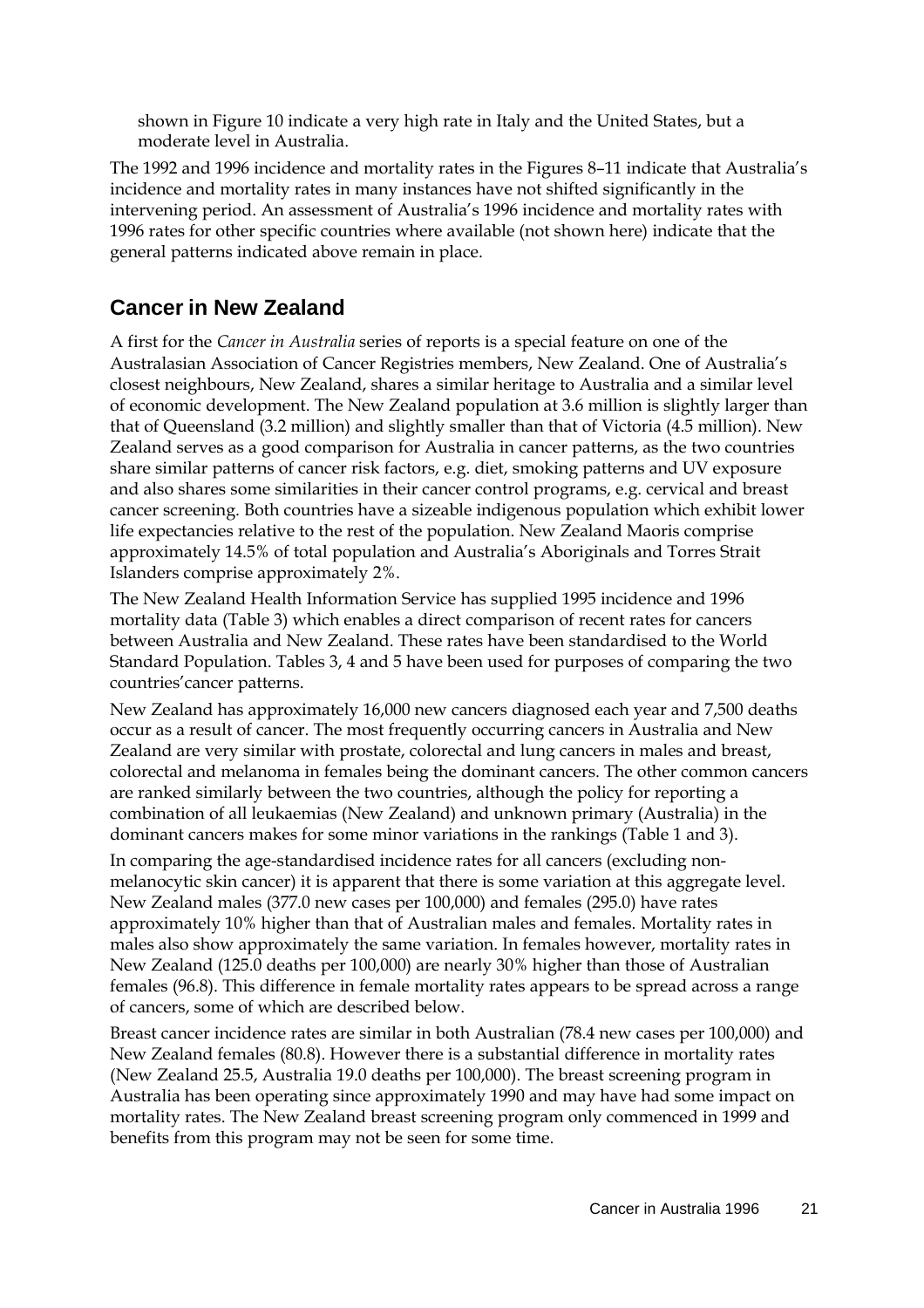shown in Figure 10 indicate a very high rate in Italy and the United States, but a moderate level in Australia.

The 1992 and 1996 incidence and mortality rates in the Figures 8–11 indicate that Australia's incidence and mortality rates in many instances have not shifted significantly in the intervening period. An assessment of Australia's 1996 incidence and mortality rates with 1996 rates for other specific countries where available (not shown here) indicate that the general patterns indicated above remain in place.

## Cancer in New Zealand

A first for the *Cancer in Australia* series of reports is a special feature on one of the Australasian Association of Cancer Registries members, New Zealand. One of Australia's closest neighbours, New Zealand, shares a similar heritage to Australia and a similar level of economic development. The New Zealand population at 3.6 million is slightly larger than that of Queensland (3.2 million) and slightly smaller than that of Victoria (4.5 million). New Zealand serves as a good comparison for Australia in cancer patterns, as the two countries share similar patterns of cancer risk factors, e.g. diet, smoking patterns and UV exposure and also shares some similarities in their cancer control programs, e.g. cervical and breast cancer screening. Both countries have a sizeable indigenous population which exhibit lower life expectancies relative to the rest of the population. New Zealand Maoris comprise approximately 14.5% of total population and Australia's Aboriginals and Torres Strait Islanders comprise approximately 2%.

The New Zealand Health Information Service has supplied 1995 incidence and 1996 mortality data (Table 3) which enables a direct comparison of recent rates for cancers between Australia and New Zealand. These rates have been standardised to the World Standard Population. Tables 3, 4 and 5 have been used for purposes of comparing the two countries'cancer patterns.

New Zealand has approximately 16,000 new cancers diagnosed each year and 7,500 deaths occur as a result of cancer. The most frequently occurring cancers in Australia and New Zealand are very similar with prostate, colorectal and lung cancers in males and breast, colorectal and melanoma in females being the dominant cancers. The other common cancers are ranked similarly between the two countries, although the policy for reporting a combination of all leukaemias (New Zealand) and unknown primary (Australia) in the dominant cancers makes for some minor variations in the rankings (Table 1 and 3).

In comparing the age-standardised incidence rates for all cancers (excluding non-melanocytic skin cancer) it is apparent that there is some variation at this aggregate level. New Zealand males (377.0 new cases per 100,000) and females (295.0) have rates approximately 10% higher than that of Australian males and females. Mortality rates in males also show approximately the same variation. In females however, mortality rates in New Zealand (125.0 deaths per 100,000) are nearly 30% higher than those of Australian females (96.8). This difference in female mortality rates appears to be spread across a range of cancers, some of which are described below.

Breast cancer incidence rates are similar in both Australian (78.4 new cases per 100,000) and New Zealand females (80.8). However there is a substantial difference in mortality rates (New Zealand 25.5, Australia 19.0 deaths per 100,000). The breast screening program in Australia has been operating since approximately 1990 and may have had some impact on mortality rates. The New Zealand breast screening program only commenced in 1999 and benefits from this program may not be seen for some time.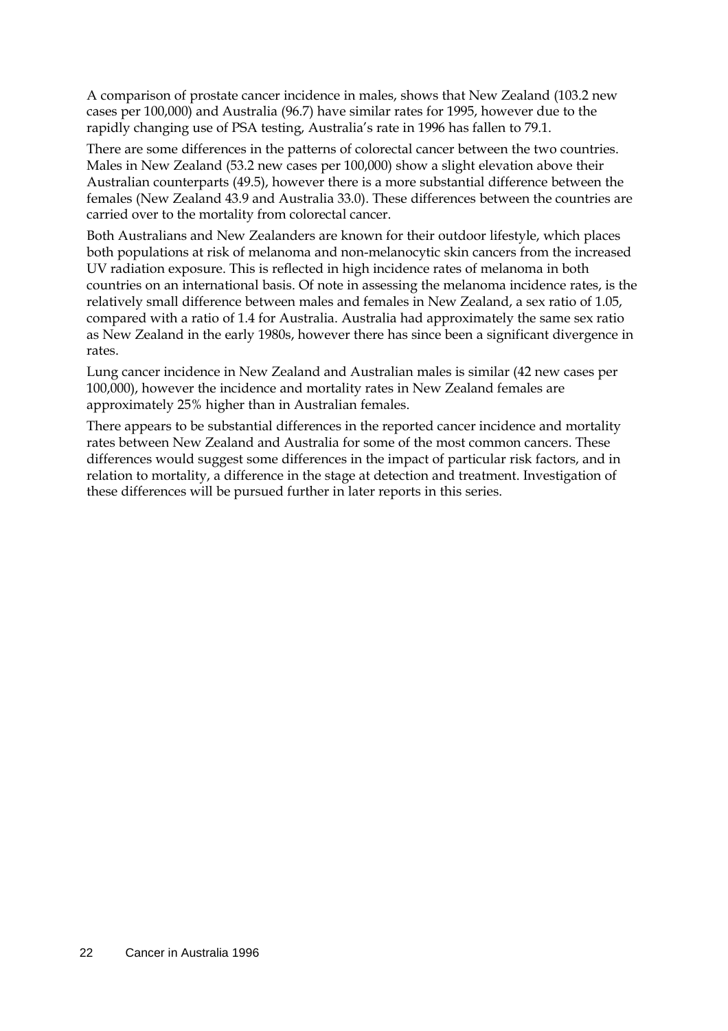A comparison of prostate cancer incidence in males, shows that New Zealand (103.2 new cases per 100,000) and Australia (96.7) have similar rates for 1995, however due to the rapidly changing use of PSA testing, Australia's rate in 1996 has fallen to 79.1.

There are some differences in the patterns of colorectal cancer between the two countries. Males in New Zealand (53.2 new cases per 100,000) show a slight elevation above their Australian counterparts (49.5), however there is a more substantial difference between the females (New Zealand 43.9 and Australia 33.0). These differences between the countries are carried over to the mortality from colorectal cancer.

Both Australians and New Zealanders are known for their outdoor lifestyle, which places both populations at risk of melanoma and non-melanocytic skin cancers from the increased UV radiation exposure. This is reflected in high incidence rates of melanoma in both countries on an international basis. Of note in assessing the melanoma incidence rates, is the relatively small difference between males and females in New Zealand, a sex ratio of 1.05, compared with a ratio of 1.4 for Australia. Australia had approximately the same sex ratio as New Zealand in the early 1980s, however there has since been a significant divergence in rates.

Lung cancer incidence in New Zealand and Australian males is similar (42 new cases per 100,000), however the incidence and mortality rates in New Zealand females are approximately 25% higher than in Australian females.

There appears to be substantial differences in the reported cancer incidence and mortality rates between New Zealand and Australia for some of the most common cancers. These differences would suggest some differences in the impact of particular risk factors, and in relation to mortality, a difference in the stage at detection and treatment. Investigation of these differences will be pursued further in later reports in this series.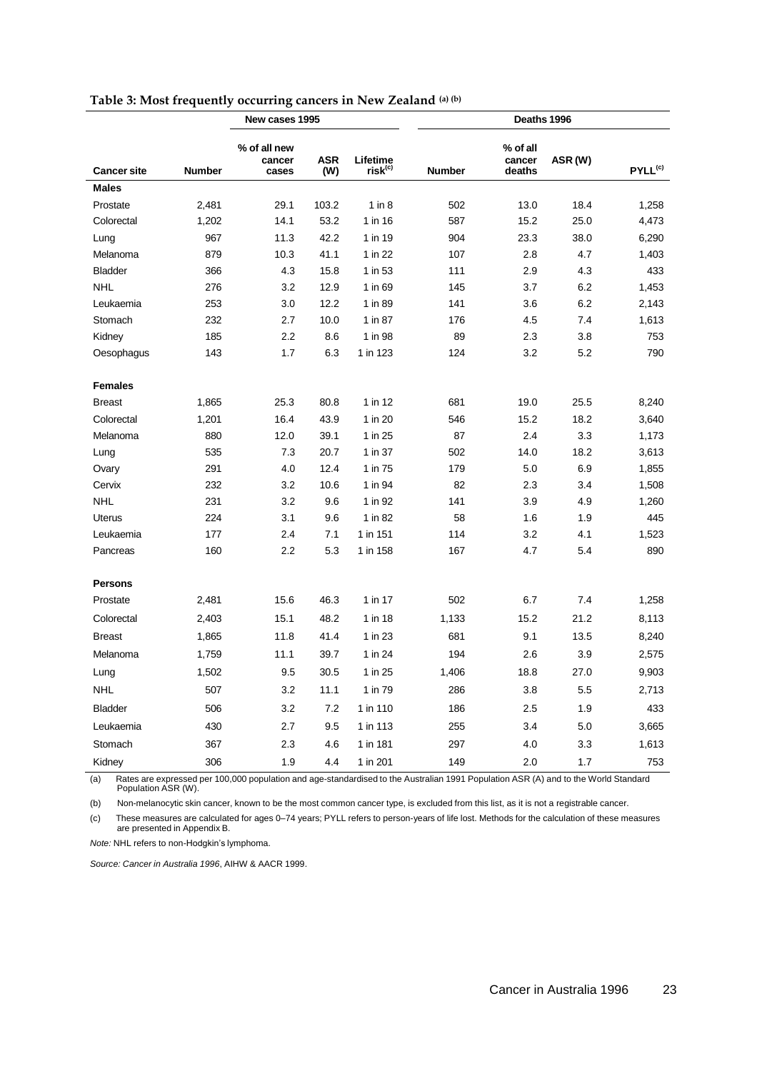**Table 3: Most frequently occurring cancers in New Zealand [(a) (b)]**

| | New cases 1995 | | | | Deaths 1996 | | | |
|---|---|---|---|---|---|---|---|---|
| **Cancer site** | **Number** | **% of all new cancer cases** | **ASR (W)** | **Lifetime risk[(c)]** | **Number** | **% of all cancer deaths** | **ASR (W)** | **PYLL[(c)]** |
| **Males** | | | | | | | | |
| Prostate | 2,481 | 29.1 | 103.2 | 1 in 8 | 502 | 13.0 | 18.4 | 1,258 |
| Colorectal | 1,202 | 14.1 | 53.2 | 1 in 16 | 587 | 15.2 | 25.0 | 4,473 |
| Lung | 967 | 11.3 | 42.2 | 1 in 19 | 904 | 23.3 | 38.0 | 6,290 |
| Melanoma | 879 | 10.3 | 41.1 | 1 in 22 | 107 | 2.8 | 4.7 | 1,403 |
| Bladder | 366 | 4.3 | 15.8 | 1 in 53 | 111 | 2.9 | 4.3 | 433 |
| NHL | 276 | 3.2 | 12.9 | 1 in 69 | 145 | 3.7 | 6.2 | 1,453 |
| Leukaemia | 253 | 3.0 | 12.2 | 1 in 89 | 141 | 3.6 | 6.2 | 2,143 |
| Stomach | 232 | 2.7 | 10.0 | 1 in 87 | 176 | 4.5 | 7.4 | 1,613 |
| Kidney | 185 | 2.2 | 8.6 | 1 in 98 | 89 | 2.3 | 3.8 | 753 |
| Oesophagus | 143 | 1.7 | 6.3 | 1 in 123 | 124 | 3.2 | 5.2 | 790 |
| **Females** | | | | | | | | |
| Breast | 1,865 | 25.3 | 80.8 | 1 in 12 | 681 | 19.0 | 25.5 | 8,240 |
| Colorectal | 1,201 | 16.4 | 43.9 | 1 in 20 | 546 | 15.2 | 18.2 | 3,640 |
| Melanoma | 880 | 12.0 | 39.1 | 1 in 25 | 87 | 2.4 | 3.3 | 1,173 |
| Lung | 535 | 7.3 | 20.7 | 1 in 37 | 502 | 14.0 | 18.2 | 3,613 |
| Ovary | 291 | 4.0 | 12.4 | 1 in 75 | 179 | 5.0 | 6.9 | 1,855 |
| Cervix | 232 | 3.2 | 10.6 | 1 in 94 | 82 | 2.3 | 3.4 | 1,508 |
| NHL | 231 | 3.2 | 9.6 | 1 in 92 | 141 | 3.9 | 4.9 | 1,260 |
| Uterus | 224 | 3.1 | 9.6 | 1 in 82 | 58 | 1.6 | 1.9 | 445 |
| Leukaemia | 177 | 2.4 | 7.1 | 1 in 151 | 114 | 3.2 | 4.1 | 1,523 |
| Pancreas | 160 | 2.2 | 5.3 | 1 in 158 | 167 | 4.7 | 5.4 | 890 |
| **Persons** | | | | | | | | |
| Prostate | 2,481 | 15.6 | 46.3 | 1 in 17 | 502 | 6.7 | 7.4 | 1,258 |
| Colorectal | 2,403 | 15.1 | 48.2 | 1 in 18 | 1,133 | 15.2 | 21.2 | 8,113 |
| Breast | 1,865 | 11.8 | 41.4 | 1 in 23 | 681 | 9.1 | 13.5 | 8,240 |
| Melanoma | 1,759 | 11.1 | 39.7 | 1 in 24 | 194 | 2.6 | 3.9 | 2,575 |
| Lung | 1,502 | 9.5 | 30.5 | 1 in 25 | 1,406 | 18.8 | 27.0 | 9,903 |
| NHL | 507 | 3.2 | 11.1 | 1 in 79 | 286 | 3.8 | 5.5 | 2,713 |
| Bladder | 506 | 3.2 | 7.2 | 1 in 110 | 186 | 2.5 | 1.9 | 433 |
| Leukaemia | 430 | 2.7 | 9.5 | 1 in 113 | 255 | 3.4 | 5.0 | 3,665 |
| Stomach | 367 | 2.3 | 4.6 | 1 in 181 | 297 | 4.0 | 3.3 | 1,613 |
| Kidney | 306 | 1.9 | 4.4 | 1 in 201 | 149 | 2.0 | 1.7 | 753 |

(a) Rates are expressed per 100,000 population and age-standardised to the Australian 1991 Population ASR (A) and to the World Standard Population ASR (W).

(b) Non-melanocytic skin cancer, known to be the most common cancer type, is excluded from this list, as it is not a registrable cancer.

(c) These measures are calculated for ages 0–74 years; PYLL refers to person-years of life lost. Methods for the calculation of these measures are presented in Appendix B.

*Note:* NHL refers to non-Hodgkin's lymphoma.

*Source: Cancer in Australia 1996*, AIHW & AACR 1999.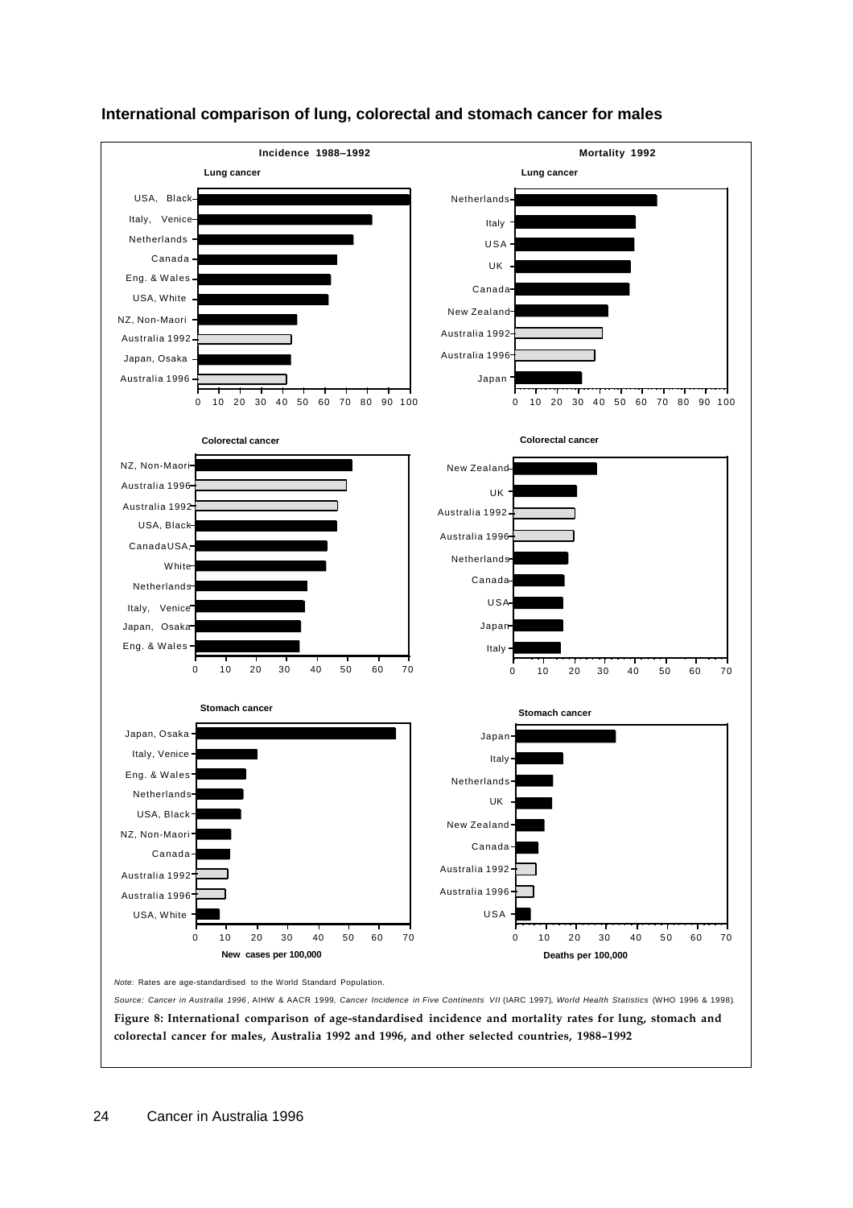## International comparison of lung, colorectal and stomach cancer for males

**Incidence 1988–1992**

**Lung cancer**

USA, Black
Italy, Venice
Netherlands
Canada
Eng. & Wales
USA, White
NZ, Non-Maori
Australia 1992
Japan, Osaka
Australia 1996

0 10 20 30 40 50 60 70 80 90 100

**Mortality 1992**

**Lung cancer**

Netherlands
Italy
USA
UK
Canada
New Zealand
Australia 1992
Australia 1996
Japan

0 10 20 30 40 50 60 70 80 90 100

**Colorectal cancer**

NZ, Non-Maori
Australia 1996
Australia 1992
USA, Black
CanadaUSA,
White
Netherlands
Italy, Venice
Japan, Osaka
Eng. & Wales

0 10 20 30 40 50 60 70

**Colorectal cancer**

New Zealand
UK
Australia 1992
Australia 1996
Netherlands
Canada
USA
Japan
Italy

0 10 20 30 40 50 60 70

**Stomach cancer**

Japan, Osaka
Italy, Venice
Eng. & Wales
Netherlands
USA, Black
NZ, Non-Maori
Canada
Australia 1992
Australia 1996
USA, White

0 10 20 30 40 50 60 70

**New cases per 100,000**

**Stomach cancer**

Japan
Italy
Netherlands
UK
New Zealand
Canada
Australia 1992
Australia 1996
USA

0 10 20 30 40 50 60 70

**Deaths per 100,000**

*Note:* Rates are age-standardised to the World Standard Population.

*Source: Cancer in Australia 1996*, AIHW & AACR 1999*, Cancer Incidence in Five Continents VII* (IARC 1997)*, World Health Statistics* (WHO 1996 & 1998).

**Figure 8: International comparison of age-standardised incidence and mortality rates for lung, stomach and colorectal cancer for males, Australia 1992 and 1996, and other selected countries, 1988–1992**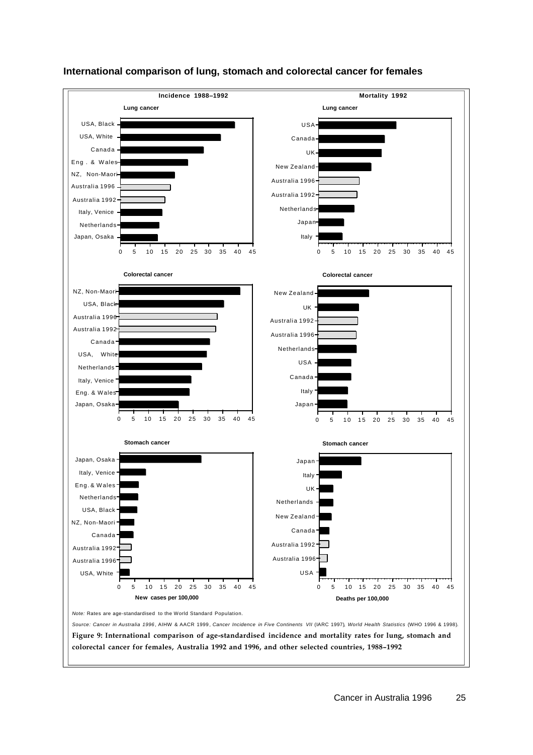## International comparison of lung, stomach and colorectal cancer for females

**Incidence 1988–1992**

**Lung cancer**

USA, Black; USA, White; Canada; Eng. & Wales; NZ, Non-Maori; Australia 1996; Australia 1992; Italy, Venice; Netherlands; Japan, Osaka

**Colorectal cancer**

NZ, Non-Maori; USA, Black; Australia 1996; Australia 1992; Canada; USA, White; Netherlands; Italy, Venice; Eng. & Wales; Japan, Osaka

**Stomach cancer**

Japan, Osaka; Italy, Venice; Eng. & Wales; Netherlands; USA, Black; NZ, Non-Maori; Canada; Australia 1992; Australia 1996; USA, White

**New cases per 100,000**

**Mortality 1992**

**Lung cancer**

USA; Canada; UK; New Zealand; Australia 1996; Australia 1992; Netherlands; Japan; Italy

**Colorectal cancer**

New Zealand; UK; Australia 1992; Australia 1996; Netherlands; USA; Canada; Italy; Japan

**Stomach cancer**

Japan; Italy; UK; Netherlands; New Zealand; Canada; Australia 1992; Australia 1996; USA

**Deaths per 100,000**

*Note:* Rates are age-standardised to the World Standard Population.

*Source: Cancer in Australia 1996*, AIHW & AACR 1999, *Cancer Incidence in Five Continents VII* (IARC 1997), *World Health Statistics* (WHO 1996 & 1998).

**Figure 9: International comparison of age-standardised incidence and mortality rates for lung, stomach and colorectal cancer for females, Australia 1992 and 1996, and other selected countries, 1988–1992**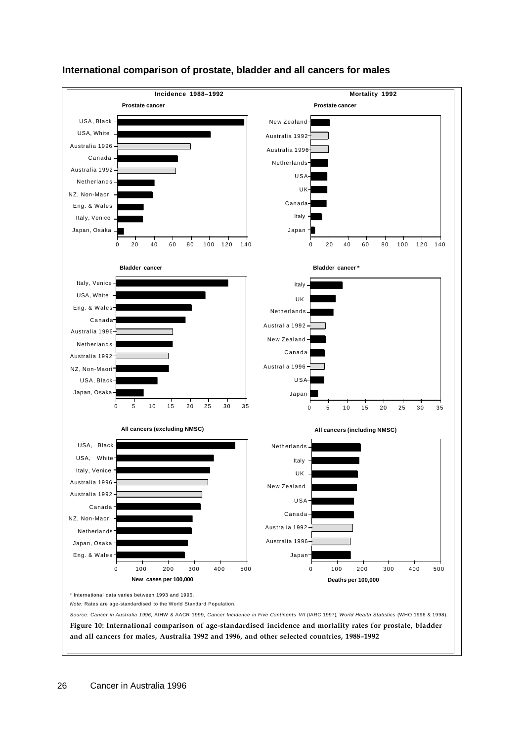## International comparison of prostate, bladder and all cancers for males

**Incidence 1988–1992**

**Prostate cancer**

USA, Black
USA, White
Australia 1996
Canada
Australia 1992
Netherlands
NZ, Non-Maori
Eng. & Wales
Italy, Venice
Japan, Osaka

0 20 40 60 80 100 120 140

**Mortality 1992**

**Prostate cancer**

New Zealand
Australia 1992
Australia 1996
Netherlands
USA
UK
Canada
Italy
Japan

0 20 40 60 80 100 120 140

**Bladder cancer**

Italy, Venice
USA, White
Eng. & Wales
Canada
Australia 1996
Netherlands
Australia 1992
NZ, Non-Maori
USA, Black
Japan, Osaka

0 5 10 15 20 25 30 35

**Bladder cancer***

Italy
UK
Netherlands
Australia 1992
New Zealand
Canada
Australia 1996
USA
Japan

0 5 10 15 20 25 30 35

**All cancers (excluding NMSC)**

USA, Black
USA, White
Italy, Venice
Australia 1996
Australia 1992
Canada
NZ, Non-Maori
Netherlands
Japan, Osaka
Eng. & Wales

0 100 200 300 400 500

**New cases per 100,000**

**All cancers (including NMSC)**

Netherlands
Italy
UK
New Zealand
USA
Canada
Australia 1992
Australia 1996
Japan

0 100 200 300 400 500

**Deaths per 100,000**

* International data varies between 1993 and 1995.

*Note:* Rates are age-standardised to the World Standard Population.

*Source: Cancer in Australia 1996*, AIHW & AACR 1999, *Cancer Incidence in Five Continents VII* (IARC 1997), *World Health Statistics* (WHO 1996 & 1998).

**Figure 10: International comparison of age-standardised incidence and mortality rates for prostate, bladder and all cancers for males, Australia 1992 and 1996, and other selected countries, 1988–1992**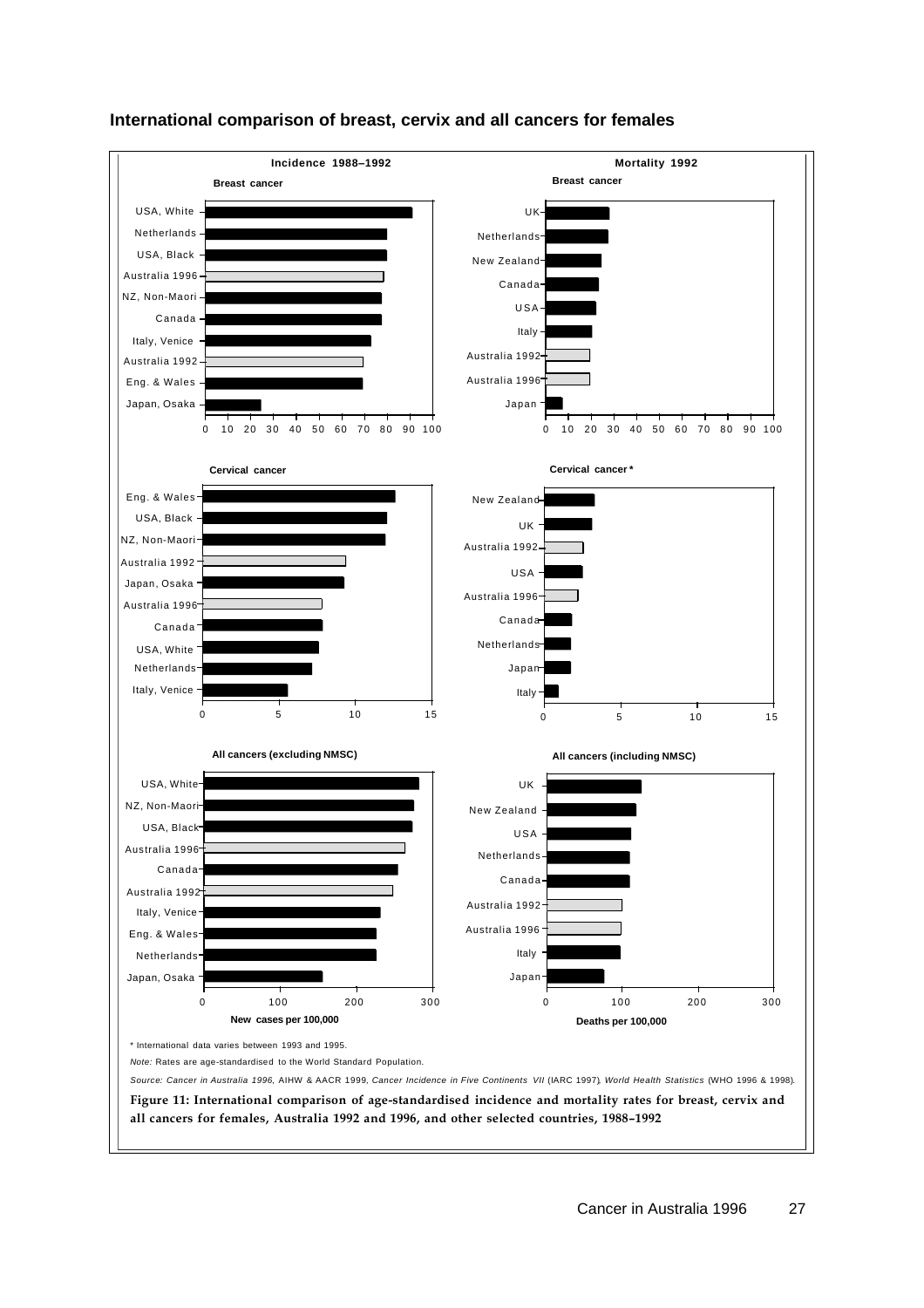## International comparison of breast, cervix and all cancers for females

**Incidence 1988–1992**

**Breast cancer**

USA, White
Netherlands
USA, Black
Australia 1996
NZ, Non-Maori
Canada
Italy, Venice
Australia 1992
Eng. & Wales
Japan, Osaka

0 10 20 30 40 50 60 70 80 90 100

**Mortality 1992**

**Breast cancer**

UK
Netherlands
New Zealand
Canada
USA
Italy
Australia 1992
Australia 1996
Japan

0 10 20 30 40 50 60 70 80 90 100

**Cervical cancer**

Eng. & Wales
USA, Black
NZ, Non-Maori
Australia 1992
Japan, Osaka
Australia 1996
Canada
USA, White
Netherlands
Italy, Venice

0 5 10 15

**Cervical cancer***

New Zealand
UK
Australia 1992
USA
Australia 1996
Canada
Netherlands
Japan
Italy

0 5 10 15

**All cancers (excluding NMSC)**

USA, White
NZ, Non-Maori
USA, Black
Australia 1996
Canada
Australia 1992
Italy, Venice
Eng. & Wales
Netherlands
Japan, Osaka

0 100 200 300

**New cases per 100,000**

**All cancers (including NMSC)**

UK
New Zealand
USA
Netherlands
Canada
Australia 1992
Australia 1996
Italy
Japan

0 100 200 300

**Deaths per 100,000**

\* International data varies between 1993 and 1995.

*Note:* Rates are age-standardised to the World Standard Population.

*Source: Cancer in Australia 1996,* AIHW & AACR 1999, *Cancer Incidence in Five Continents VII* (IARC 1997), *World Health Statistics* (WHO 1996 & 1998).

**Figure 11: International comparison of age-standardised incidence and mortality rates for breast, cervix and all cancers for females, Australia 1992 and 1996, and other selected countries, 1988–1992**